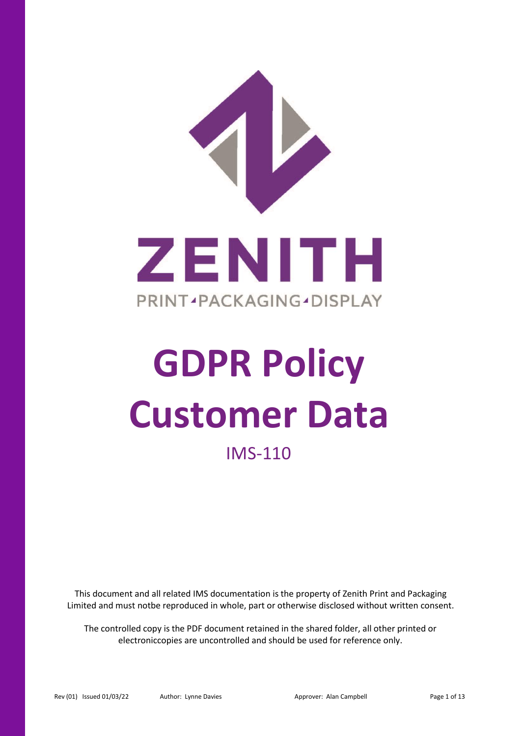ZENITH

PRINT PACKAGING DISPLAY

# GDPR Policy Customer Data

IMS-110

This document and all related IMS documentation is the property of Zenith Print and Packaging Limited and must notbe reproduced in whole, part or otherwise disclosed without written consent.

The controlled copy is the PDF document retained in the shared folder, all other printed or electroniccopies are uncontrolled and should be used for reference only.

Rev (01) Issued 01/03/22 Author: Lynne Davies Approver: Alan Campbell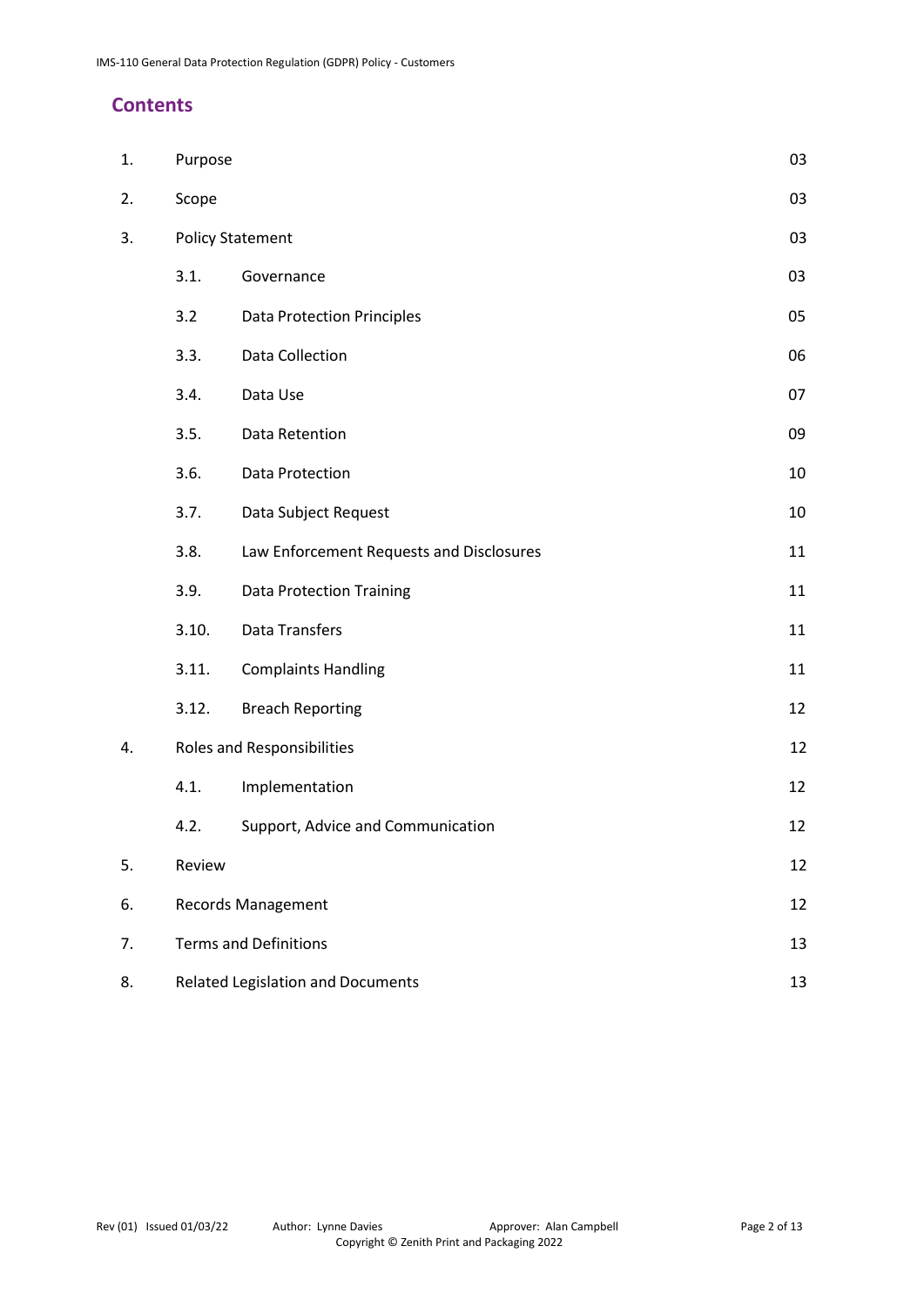## Contents

| | | | |
|---|---|---|---|
| 1. | Purpose | | 03 |
| 2. | Scope | | 03 |
| 3. | Policy Statement | | 03 |
| | 3.1. | Governance | 03 |
| | 3.2 | Data Protection Principles | 05 |
| | 3.3. | Data Collection | 06 |
| | 3.4. | Data Use | 07 |
| | 3.5. | Data Retention | 09 |
| | 3.6. | Data Protection | 10 |
| | 3.7. | Data Subject Request | 10 |
| | 3.8. | Law Enforcement Requests and Disclosures | 11 |
| | 3.9. | Data Protection Training | 11 |
| | 3.10. | Data Transfers | 11 |
| | 3.11. | Complaints Handling | 11 |
| | 3.12. | Breach Reporting | 12 |
| 4. | Roles and Responsibilities | | 12 |
| | 4.1. | Implementation | 12 |
| | 4.2. | Support, Advice and Communication | 12 |
| 5. | Review | | 12 |
| 6. | Records Management | | 12 |
| 7. | Terms and Definitions | | 13 |
| 8. | Related Legislation and Documents | | 13 |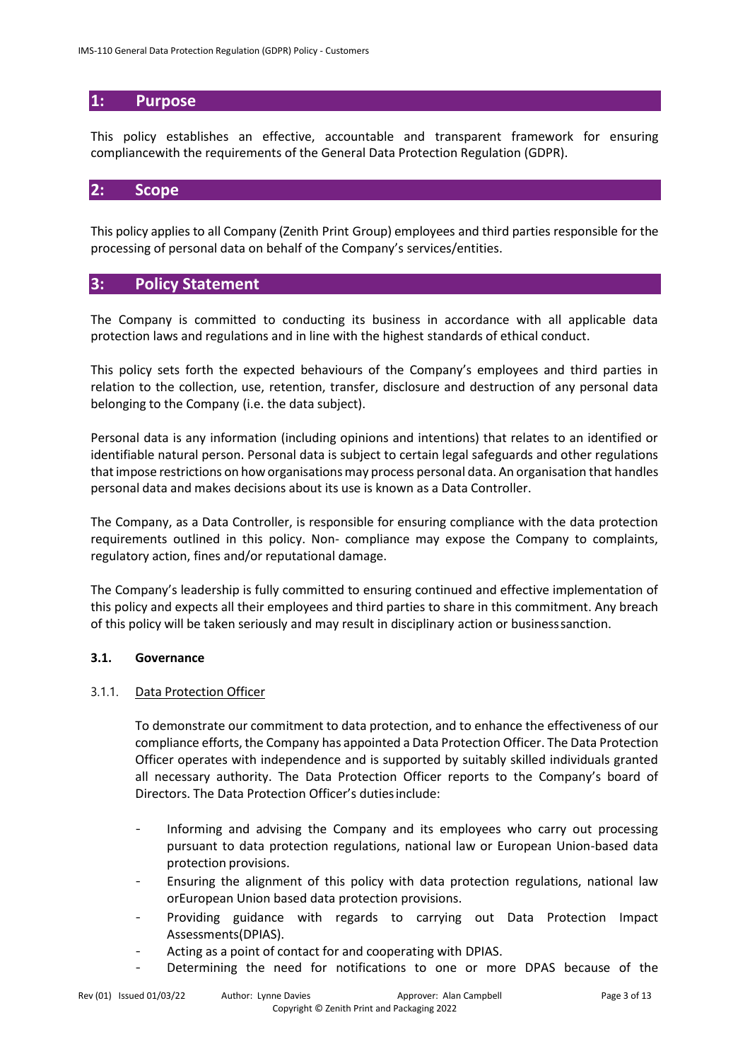## 1: Purpose

This policy establishes an effective, accountable and transparent framework for ensuring compliancewith the requirements of the General Data Protection Regulation (GDPR).

## 2: Scope

This policy applies to all Company (Zenith Print Group) employees and third parties responsible for the processing of personal data on behalf of the Company's services/entities.

## 3: Policy Statement

The Company is committed to conducting its business in accordance with all applicable data protection laws and regulations and in line with the highest standards of ethical conduct.

This policy sets forth the expected behaviours of the Company's employees and third parties in relation to the collection, use, retention, transfer, disclosure and destruction of any personal data belonging to the Company (i.e. the data subject).

Personal data is any information (including opinions and intentions) that relates to an identified or identifiable natural person. Personal data is subject to certain legal safeguards and other regulations that impose restrictions on how organisations may process personal data. An organisation that handles personal data and makes decisions about its use is known as a Data Controller.

The Company, as a Data Controller, is responsible for ensuring compliance with the data protection requirements outlined in this policy. Non- compliance may expose the Company to complaints, regulatory action, fines and/or reputational damage.

The Company's leadership is fully committed to ensuring continued and effective implementation of this policy and expects all their employees and third parties to share in this commitment. Any breach of this policy will be taken seriously and may result in disciplinary action or businesssanction.

### 3.1. Governance

#### 3.1.1. Data Protection Officer

To demonstrate our commitment to data protection, and to enhance the effectiveness of our compliance efforts, the Company has appointed a Data Protection Officer. The Data Protection Officer operates with independence and is supported by suitably skilled individuals granted all necessary authority. The Data Protection Officer reports to the Company's board of Directors. The Data Protection Officer's dutiesinclude:

- Informing and advising the Company and its employees who carry out processing pursuant to data protection regulations, national law or European Union-based data protection provisions.
- Ensuring the alignment of this policy with data protection regulations, national law orEuropean Union based data protection provisions.
- Providing guidance with regards to carrying out Data Protection Impact Assessments(DPIAS).
- Acting as a point of contact for and cooperating with DPIAS.
- Determining the need for notifications to one or more DPAS because of the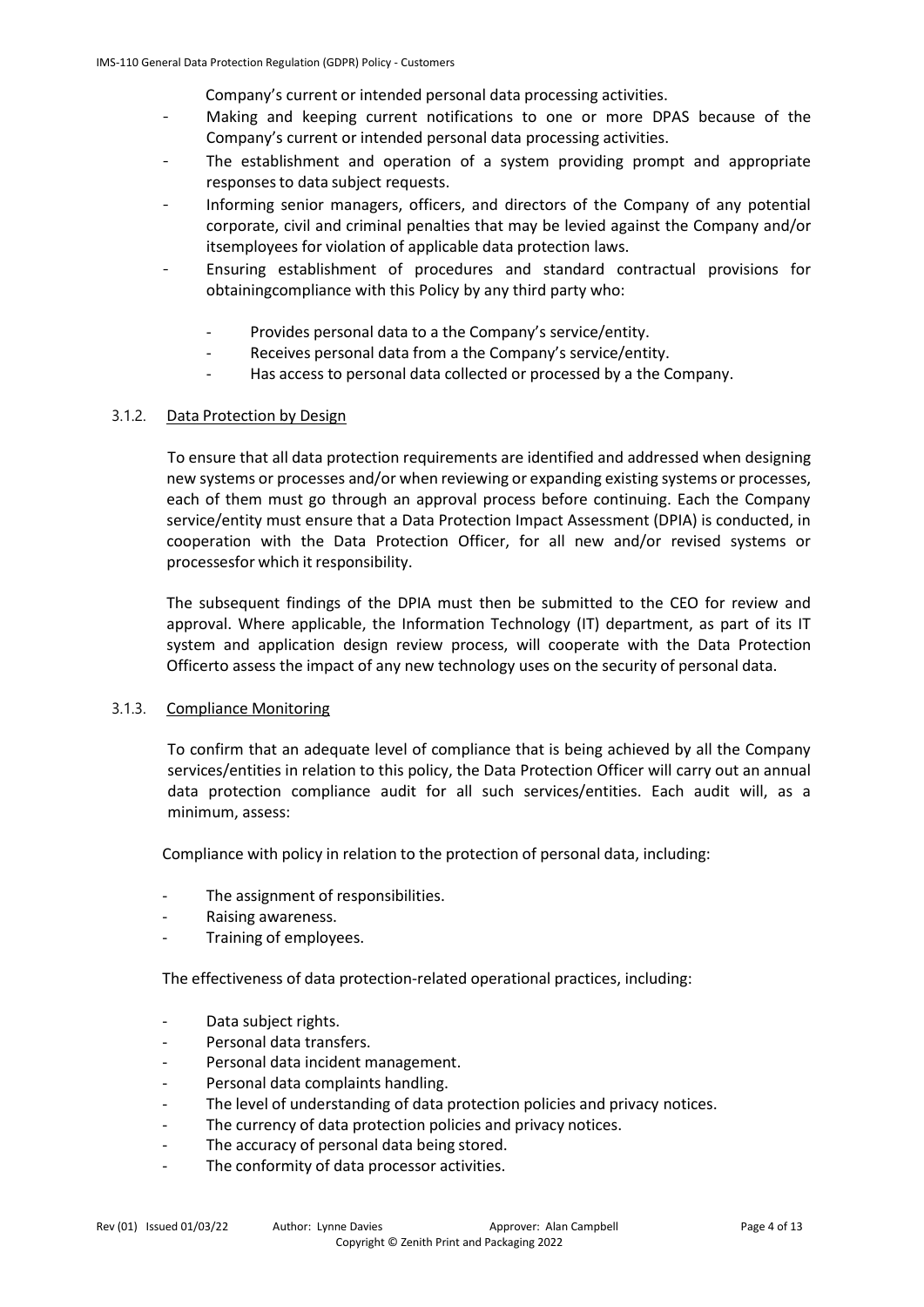Company's current or intended personal data processing activities.

- Making and keeping current notifications to one or more DPAS because of the Company's current or intended personal data processing activities.
- The establishment and operation of a system providing prompt and appropriate responses to data subject requests.
- Informing senior managers, officers, and directors of the Company of any potential corporate, civil and criminal penalties that may be levied against the Company and/or itsemployees for violation of applicable data protection laws.
- Ensuring establishment of procedures and standard contractual provisions for obtainingcompliance with this Policy by any third party who:
  - Provides personal data to a the Company's service/entity.
  - Receives personal data from a the Company's service/entity.
  - Has access to personal data collected or processed by a the Company.

### 3.1.2. <u>Data Protection by Design</u>

To ensure that all data protection requirements are identified and addressed when designing new systems or processes and/or when reviewing or expanding existing systems or processes, each of them must go through an approval process before continuing. Each the Company service/entity must ensure that a Data Protection Impact Assessment (DPIA) is conducted, in cooperation with the Data Protection Officer, for all new and/or revised systems or processesfor which it responsibility.

The subsequent findings of the DPIA must then be submitted to the CEO for review and approval. Where applicable, the Information Technology (IT) department, as part of its IT system and application design review process, will cooperate with the Data Protection Officerto assess the impact of any new technology uses on the security of personal data.

### 3.1.3. <u>Compliance Monitoring</u>

To confirm that an adequate level of compliance that is being achieved by all the Company services/entities in relation to this policy, the Data Protection Officer will carry out an annual data protection compliance audit for all such services/entities. Each audit will, as a minimum, assess:

Compliance with policy in relation to the protection of personal data, including:

- The assignment of responsibilities.
- Raising awareness.
- Training of employees.

The effectiveness of data protection-related operational practices, including:

- Data subject rights.
- Personal data transfers.
- Personal data incident management.
- Personal data complaints handling.
- The level of understanding of data protection policies and privacy notices.
- The currency of data protection policies and privacy notices.
- The accuracy of personal data being stored.
- The conformity of data processor activities.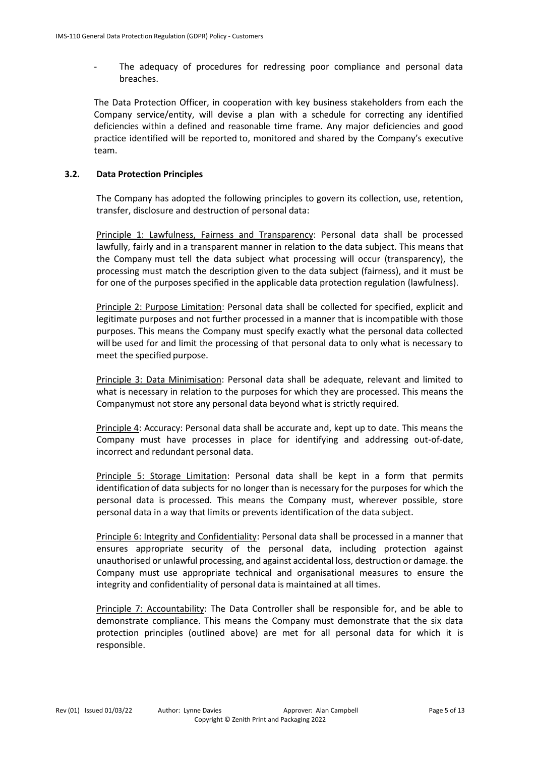- The adequacy of procedures for redressing poor compliance and personal data breaches.

The Data Protection Officer, in cooperation with key business stakeholders from each the Company service/entity, will devise a plan with a schedule for correcting any identified deficiencies within a defined and reasonable time frame. Any major deficiencies and good practice identified will be reported to, monitored and shared by the Company's executive team.

### 3.2. Data Protection Principles

The Company has adopted the following principles to govern its collection, use, retention, transfer, disclosure and destruction of personal data:

<u>Principle 1: Lawfulness, Fairness and Transparency</u>: Personal data shall be processed lawfully, fairly and in a transparent manner in relation to the data subject. This means that the Company must tell the data subject what processing will occur (transparency), the processing must match the description given to the data subject (fairness), and it must be for one of the purposes specified in the applicable data protection regulation (lawfulness).

<u>Principle 2: Purpose Limitation</u>: Personal data shall be collected for specified, explicit and legitimate purposes and not further processed in a manner that is incompatible with those purposes. This means the Company must specify exactly what the personal data collected will be used for and limit the processing of that personal data to only what is necessary to meet the specified purpose.

<u>Principle 3: Data Minimisation</u>: Personal data shall be adequate, relevant and limited to what is necessary in relation to the purposes for which they are processed. This means the Companymust not store any personal data beyond what is strictly required.

<u>Principle 4</u>: Accuracy: Personal data shall be accurate and, kept up to date. This means the Company must have processes in place for identifying and addressing out-of-date, incorrect and redundant personal data.

<u>Principle 5: Storage Limitation</u>: Personal data shall be kept in a form that permits identificationof data subjects for no longer than is necessary for the purposes for which the personal data is processed. This means the Company must, wherever possible, store personal data in a way that limits or prevents identification of the data subject.

<u>Principle 6: Integrity and Confidentiality</u>: Personal data shall be processed in a manner that ensures appropriate security of the personal data, including protection against unauthorised or unlawful processing, and against accidental loss, destruction or damage. the Company must use appropriate technical and organisational measures to ensure the integrity and confidentiality of personal data is maintained at all times.

<u>Principle 7: Accountability</u>: The Data Controller shall be responsible for, and be able to demonstrate compliance. This means the Company must demonstrate that the six data protection principles (outlined above) are met for all personal data for which it is responsible.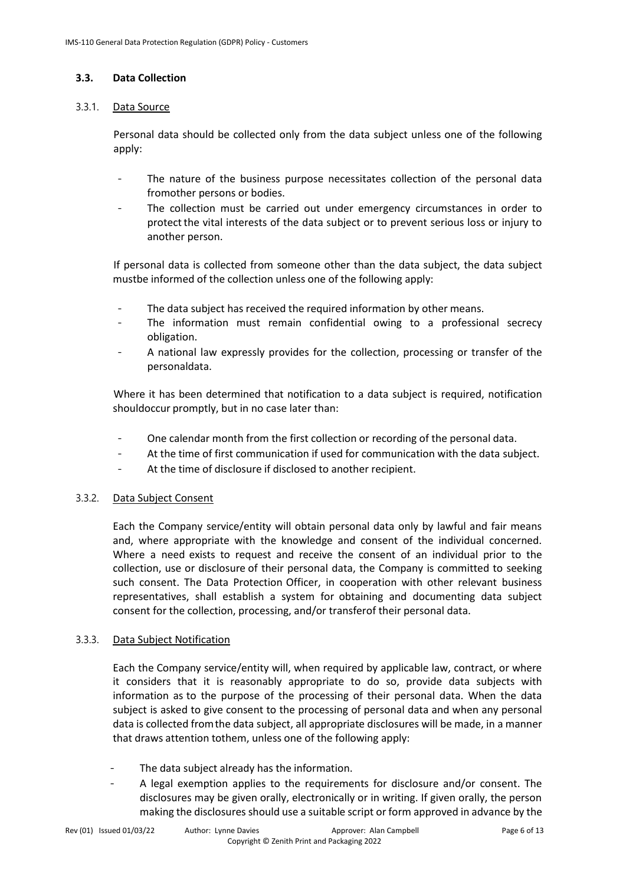### 3.3. Data Collection

#### 3.3.1. Data Source

Personal data should be collected only from the data subject unless one of the following apply:

- The nature of the business purpose necessitates collection of the personal data fromother persons or bodies.
- The collection must be carried out under emergency circumstances in order to protect the vital interests of the data subject or to prevent serious loss or injury to another person.

If personal data is collected from someone other than the data subject, the data subject mustbe informed of the collection unless one of the following apply:

- The data subject has received the required information by other means.
- The information must remain confidential owing to a professional secrecy obligation.
- A national law expressly provides for the collection, processing or transfer of the personaldata.

Where it has been determined that notification to a data subject is required, notification shouldoccur promptly, but in no case later than:

- One calendar month from the first collection or recording of the personal data.
- At the time of first communication if used for communication with the data subject.
- At the time of disclosure if disclosed to another recipient.

#### 3.3.2. Data Subject Consent

Each the Company service/entity will obtain personal data only by lawful and fair means and, where appropriate with the knowledge and consent of the individual concerned. Where a need exists to request and receive the consent of an individual prior to the collection, use or disclosure of their personal data, the Company is committed to seeking such consent. The Data Protection Officer, in cooperation with other relevant business representatives, shall establish a system for obtaining and documenting data subject consent for the collection, processing, and/or transferof their personal data.

#### 3.3.3. Data Subject Notification

Each the Company service/entity will, when required by applicable law, contract, or where it considers that it is reasonably appropriate to do so, provide data subjects with information as to the purpose of the processing of their personal data. When the data subject is asked to give consent to the processing of personal data and when any personal data is collected fromthe data subject, all appropriate disclosures will be made, in a manner that draws attention tothem, unless one of the following apply:

- The data subject already has the information.
- A legal exemption applies to the requirements for disclosure and/or consent. The disclosures may be given orally, electronically or in writing. If given orally, the person making the disclosures should use a suitable script or form approved in advance by the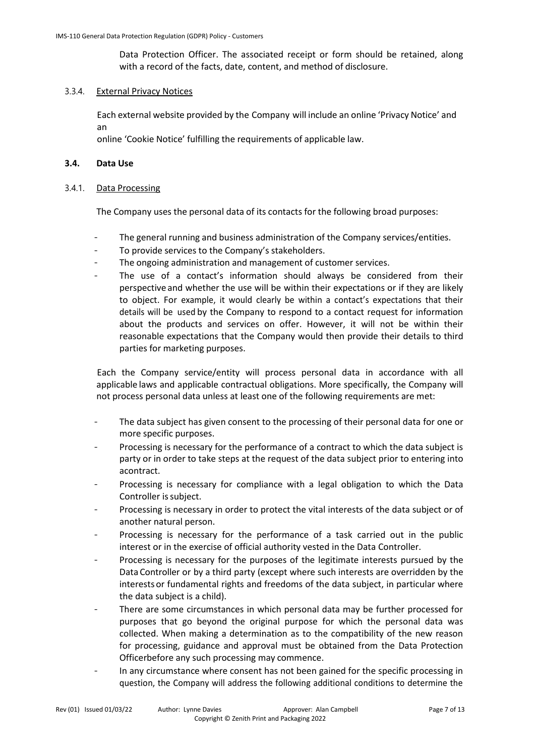Data Protection Officer. The associated receipt or form should be retained, along with a record of the facts, date, content, and method of disclosure.

#### 3.3.4. External Privacy Notices

Each external website provided by the Company will include an online 'Privacy Notice' and an
online 'Cookie Notice' fulfilling the requirements of applicable law.

### 3.4. Data Use

#### 3.4.1. Data Processing

The Company uses the personal data of its contacts for the following broad purposes:

- The general running and business administration of the Company services/entities.
- To provide services to the Company's stakeholders.
- The ongoing administration and management of customer services.
- The use of a contact's information should always be considered from their perspective and whether the use will be within their expectations or if they are likely to object. For example, it would clearly be within a contact's expectations that their details will be used by the Company to respond to a contact request for information about the products and services on offer. However, it will not be within their reasonable expectations that the Company would then provide their details to third parties for marketing purposes.

Each the Company service/entity will process personal data in accordance with all applicable laws and applicable contractual obligations. More specifically, the Company will not process personal data unless at least one of the following requirements are met:

- The data subject has given consent to the processing of their personal data for one or more specific purposes.
- Processing is necessary for the performance of a contract to which the data subject is party or in order to take steps at the request of the data subject prior to entering into acontract.
- Processing is necessary for compliance with a legal obligation to which the Data Controller is subject.
- Processing is necessary in order to protect the vital interests of the data subject or of another natural person.
- Processing is necessary for the performance of a task carried out in the public interest or in the exercise of official authority vested in the Data Controller.
- Processing is necessary for the purposes of the legitimate interests pursued by the Data Controller or by a third party (except where such interests are overridden by the interests or fundamental rights and freedoms of the data subject, in particular where the data subject is a child).
- There are some circumstances in which personal data may be further processed for purposes that go beyond the original purpose for which the personal data was collected. When making a determination as to the compatibility of the new reason for processing, guidance and approval must be obtained from the Data Protection Officerbefore any such processing may commence.
- In any circumstance where consent has not been gained for the specific processing in question, the Company will address the following additional conditions to determine the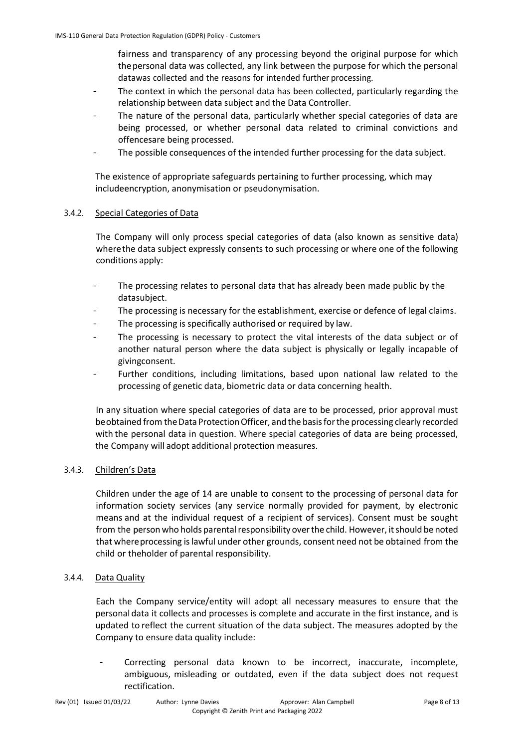fairness and transparency of any processing beyond the original purpose for which the personal data was collected, any link between the purpose for which the personal datawas collected and the reasons for intended further processing.

- The context in which the personal data has been collected, particularly regarding the relationship between data subject and the Data Controller.
- The nature of the personal data, particularly whether special categories of data are being processed, or whether personal data related to criminal convictions and offencesare being processed.
- The possible consequences of the intended further processing for the data subject.

The existence of appropriate safeguards pertaining to further processing, which may includeencryption, anonymisation or pseudonymisation.

### 3.4.2. Special Categories of Data

The Company will only process special categories of data (also known as sensitive data) wherethe data subject expressly consents to such processing or where one of the following conditions apply:

- The processing relates to personal data that has already been made public by the datasubject.
- The processing is necessary for the establishment, exercise or defence of legal claims.
- The processing is specifically authorised or required by law.
- The processing is necessary to protect the vital interests of the data subject or of another natural person where the data subject is physically or legally incapable of givingconsent.
- Further conditions, including limitations, based upon national law related to the processing of genetic data, biometric data or data concerning health.

In any situation where special categories of data are to be processed, prior approval must beobtained from the Data Protection Officer, and the basis for the processing clearly recorded with the personal data in question. Where special categories of data are being processed, the Company will adopt additional protection measures.

### 3.4.3. Children's Data

Children under the age of 14 are unable to consent to the processing of personal data for information society services (any service normally provided for payment, by electronic means and at the individual request of a recipient of services). Consent must be sought from the person who holds parental responsibility over the child. However, it should be noted that whereprocessing is lawful under other grounds, consent need not be obtained from the child or theholder of parental responsibility.

### 3.4.4. Data Quality

Each the Company service/entity will adopt all necessary measures to ensure that the personal data it collects and processes is complete and accurate in the first instance, and is updated to reflect the current situation of the data subject. The measures adopted by the Company to ensure data quality include:

- Correcting personal data known to be incorrect, inaccurate, incomplete, ambiguous, misleading or outdated, even if the data subject does not request rectification.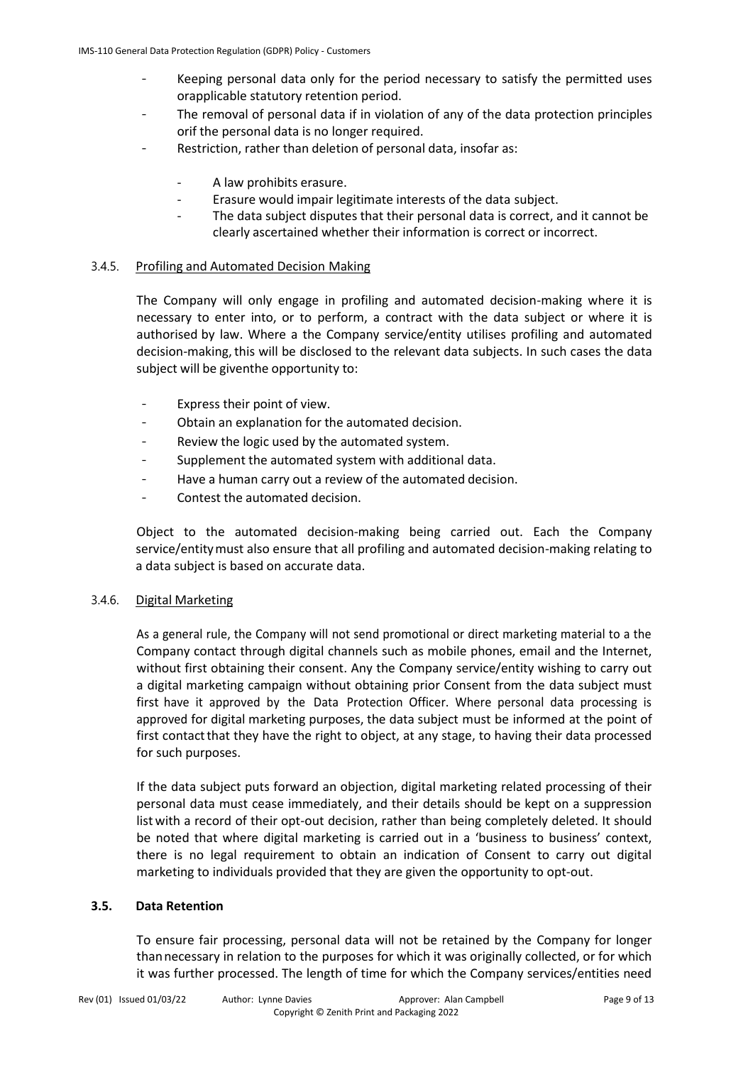- Keeping personal data only for the period necessary to satisfy the permitted uses orapplicable statutory retention period.
- The removal of personal data if in violation of any of the data protection principles orif the personal data is no longer required.
- Restriction, rather than deletion of personal data, insofar as:
    - A law prohibits erasure.
    - Erasure would impair legitimate interests of the data subject.
    - The data subject disputes that their personal data is correct, and it cannot be clearly ascertained whether their information is correct or incorrect.

#### 3.4.5. Profiling and Automated Decision Making

The Company will only engage in profiling and automated decision-making where it is necessary to enter into, or to perform, a contract with the data subject or where it is authorised by law. Where a the Company service/entity utilises profiling and automated decision-making, this will be disclosed to the relevant data subjects. In such cases the data subject will be giventhe opportunity to:

- Express their point of view.
- Obtain an explanation for the automated decision.
- Review the logic used by the automated system.
- Supplement the automated system with additional data.
- Have a human carry out a review of the automated decision.
- Contest the automated decision.

Object to the automated decision-making being carried out. Each the Company service/entity must also ensure that all profiling and automated decision-making relating to a data subject is based on accurate data.

#### 3.4.6. Digital Marketing

As a general rule, the Company will not send promotional or direct marketing material to a the Company contact through digital channels such as mobile phones, email and the Internet, without first obtaining their consent. Any the Company service/entity wishing to carry out a digital marketing campaign without obtaining prior Consent from the data subject must first have it approved by the Data Protection Officer. Where personal data processing is approved for digital marketing purposes, the data subject must be informed at the point of first contact that they have the right to object, at any stage, to having their data processed for such purposes.

If the data subject puts forward an objection, digital marketing related processing of their personal data must cease immediately, and their details should be kept on a suppression list with a record of their opt-out decision, rather than being completely deleted. It should be noted that where digital marketing is carried out in a 'business to business' context, there is no legal requirement to obtain an indication of Consent to carry out digital marketing to individuals provided that they are given the opportunity to opt-out.

### 3.5. Data Retention

To ensure fair processing, personal data will not be retained by the Company for longer than necessary in relation to the purposes for which it was originally collected, or for which it was further processed. The length of time for which the Company services/entities need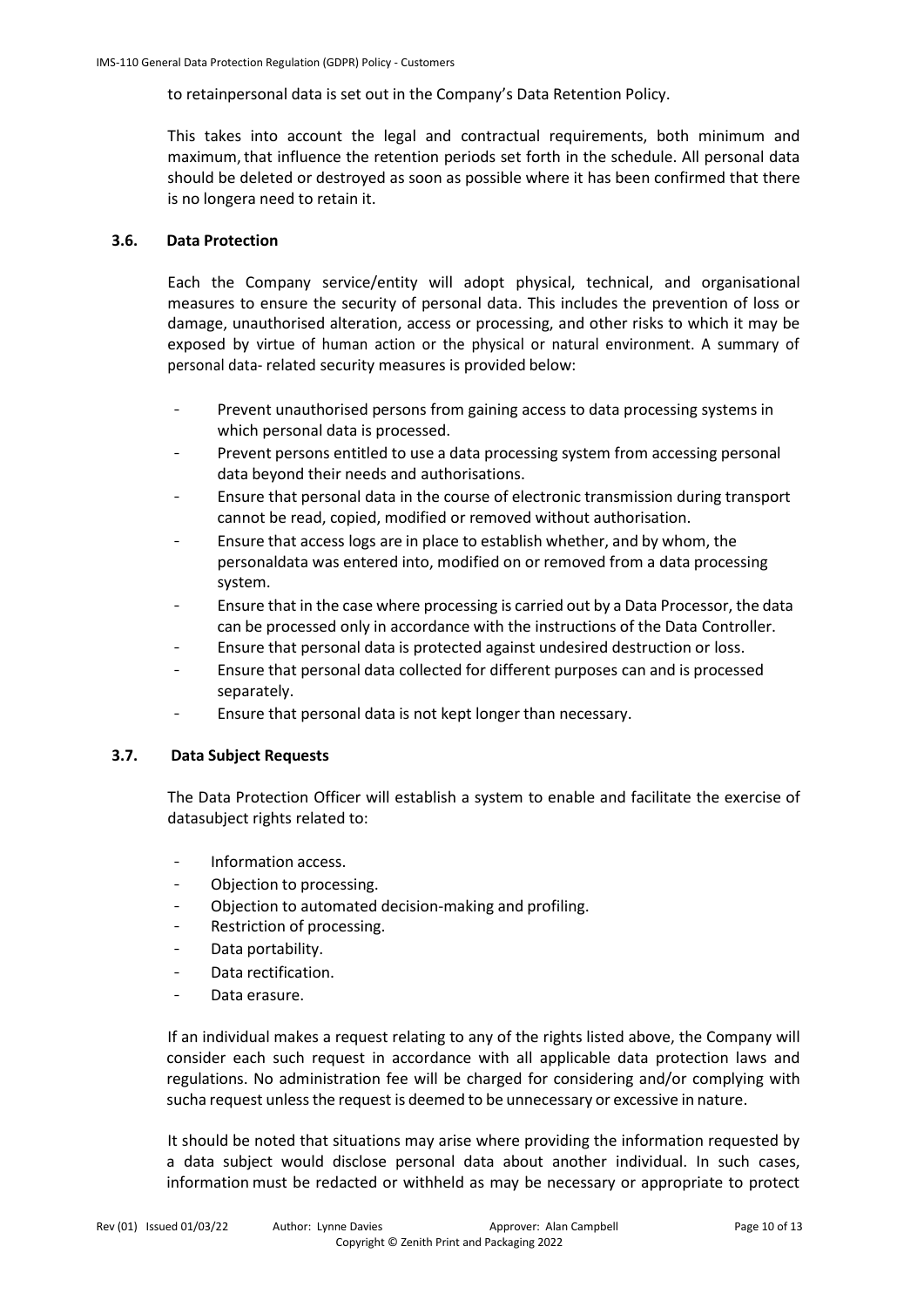to retainpersonal data is set out in the Company's Data Retention Policy.

This takes into account the legal and contractual requirements, both minimum and maximum, that influence the retention periods set forth in the schedule. All personal data should be deleted or destroyed as soon as possible where it has been confirmed that there is no longera need to retain it.

### 3.6. Data Protection

Each the Company service/entity will adopt physical, technical, and organisational measures to ensure the security of personal data. This includes the prevention of loss or damage, unauthorised alteration, access or processing, and other risks to which it may be exposed by virtue of human action or the physical or natural environment. A summary of personal data- related security measures is provided below:

- Prevent unauthorised persons from gaining access to data processing systems in which personal data is processed.
- Prevent persons entitled to use a data processing system from accessing personal data beyond their needs and authorisations.
- Ensure that personal data in the course of electronic transmission during transport cannot be read, copied, modified or removed without authorisation.
- Ensure that access logs are in place to establish whether, and by whom, the personaldata was entered into, modified on or removed from a data processing system.
- Ensure that in the case where processing is carried out by a Data Processor, the data can be processed only in accordance with the instructions of the Data Controller.
- Ensure that personal data is protected against undesired destruction or loss.
- Ensure that personal data collected for different purposes can and is processed separately.
- Ensure that personal data is not kept longer than necessary.

### 3.7. Data Subject Requests

The Data Protection Officer will establish a system to enable and facilitate the exercise of datasubject rights related to:

- Information access.
- Objection to processing.
- Objection to automated decision-making and profiling.
- Restriction of processing.
- Data portability.
- Data rectification.
- Data erasure.

If an individual makes a request relating to any of the rights listed above, the Company will consider each such request in accordance with all applicable data protection laws and regulations. No administration fee will be charged for considering and/or complying with sucha request unless the request is deemed to be unnecessary or excessive in nature.

It should be noted that situations may arise where providing the information requested by a data subject would disclose personal data about another individual. In such cases, information must be redacted or withheld as may be necessary or appropriate to protect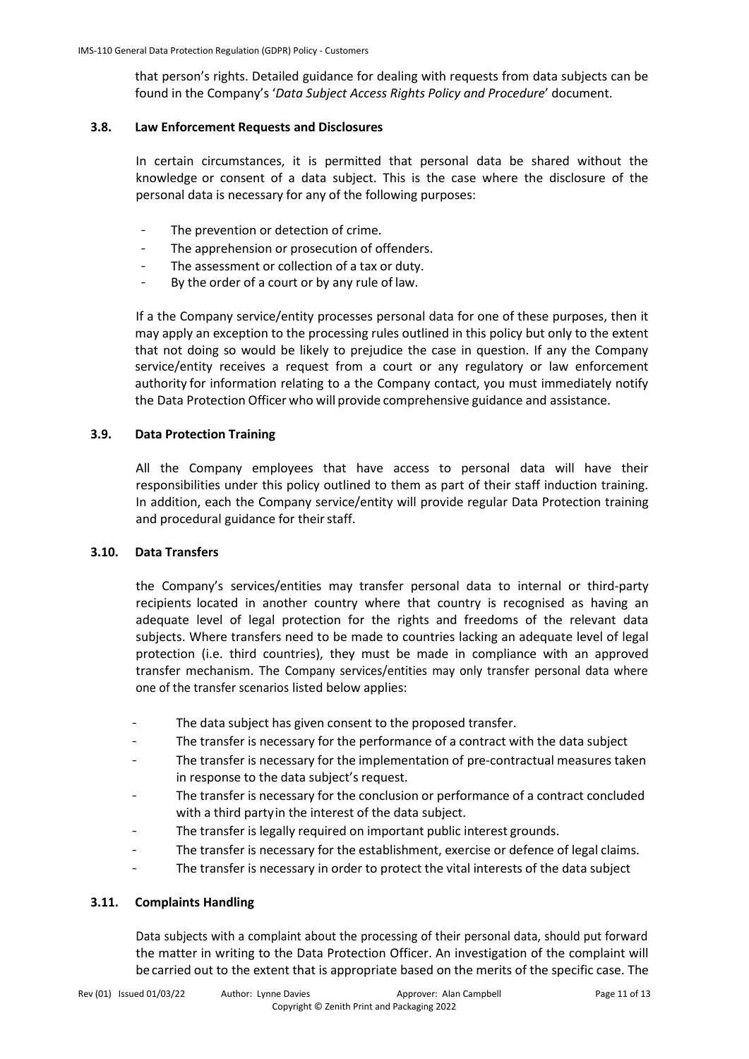that person's rights. Detailed guidance for dealing with requests from data subjects can be found in the Company's '*Data Subject Access Rights Policy and Procedure*' document.

### 3.8. Law Enforcement Requests and Disclosures

In certain circumstances, it is permitted that personal data be shared without the knowledge or consent of a data subject. This is the case where the disclosure of the personal data is necessary for any of the following purposes:

- The prevention or detection of crime.
- The apprehension or prosecution of offenders.
- The assessment or collection of a tax or duty.
- By the order of a court or by any rule of law.

If a the Company service/entity processes personal data for one of these purposes, then it may apply an exception to the processing rules outlined in this policy but only to the extent that not doing so would be likely to prejudice the case in question. If any the Company service/entity receives a request from a court or any regulatory or law enforcement authority for information relating to a the Company contact, you must immediately notify the Data Protection Officer who will provide comprehensive guidance and assistance.

### 3.9. Data Protection Training

All the Company employees that have access to personal data will have their responsibilities under this policy outlined to them as part of their staff induction training. In addition, each the Company service/entity will provide regular Data Protection training and procedural guidance for their staff.

### 3.10. Data Transfers

the Company's services/entities may transfer personal data to internal or third-party recipients located in another country where that country is recognised as having an adequate level of legal protection for the rights and freedoms of the relevant data subjects. Where transfers need to be made to countries lacking an adequate level of legal protection (i.e. third countries), they must be made in compliance with an approved transfer mechanism. The Company services/entities may only transfer personal data where one of the transfer scenarios listed below applies:

- The data subject has given consent to the proposed transfer.
- The transfer is necessary for the performance of a contract with the data subject
- The transfer is necessary for the implementation of pre-contractual measures taken in response to the data subject's request.
- The transfer is necessary for the conclusion or performance of a contract concluded with a third party in the interest of the data subject.
- The transfer is legally required on important public interest grounds.
- The transfer is necessary for the establishment, exercise or defence of legal claims.
- The transfer is necessary in order to protect the vital interests of the data subject

### 3.11. Complaints Handling

Data subjects with a complaint about the processing of their personal data, should put forward the matter in writing to the Data Protection Officer. An investigation of the complaint will be carried out to the extent that is appropriate based on the merits of the specific case. The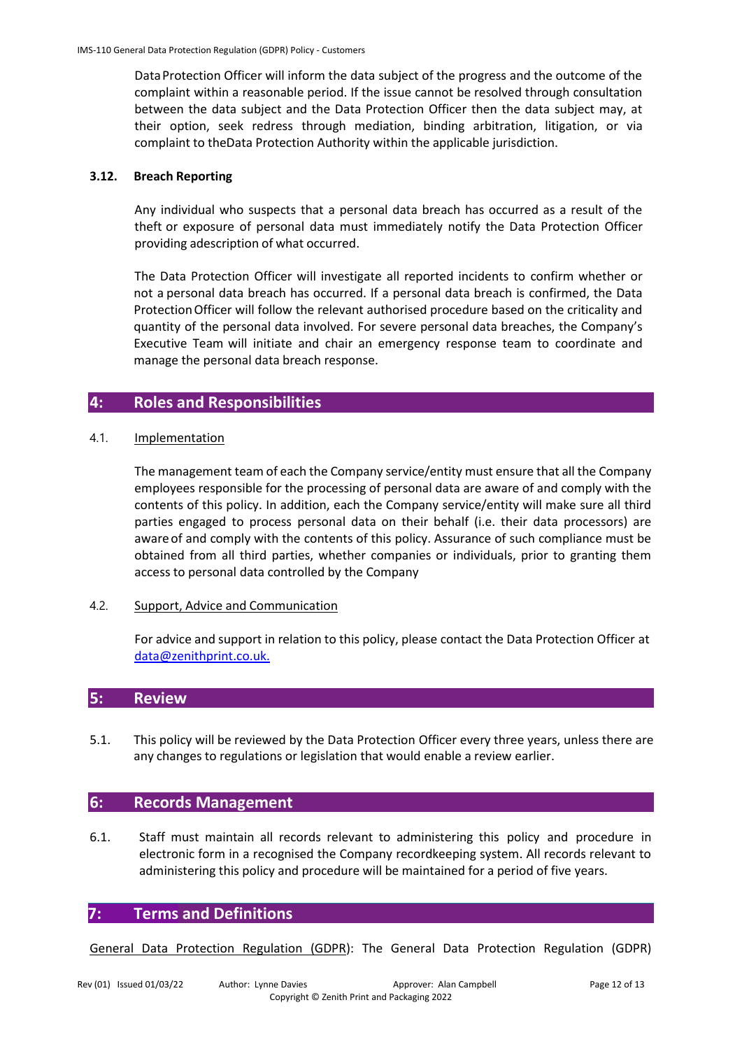Data Protection Officer will inform the data subject of the progress and the outcome of the complaint within a reasonable period. If the issue cannot be resolved through consultation between the data subject and the Data Protection Officer then the data subject may, at their option, seek redress through mediation, binding arbitration, litigation, or via complaint to theData Protection Authority within the applicable jurisdiction.

### 3.12. Breach Reporting

Any individual who suspects that a personal data breach has occurred as a result of the theft or exposure of personal data must immediately notify the Data Protection Officer providing adescription of what occurred.

The Data Protection Officer will investigate all reported incidents to confirm whether or not a personal data breach has occurred. If a personal data breach is confirmed, the Data Protection Officer will follow the relevant authorised procedure based on the criticality and quantity of the personal data involved. For severe personal data breaches, the Company's Executive Team will initiate and chair an emergency response team to coordinate and manage the personal data breach response.

## 4: Roles and Responsibilities

4.1. Implementation

The management team of each the Company service/entity must ensure that all the Company employees responsible for the processing of personal data are aware of and comply with the contents of this policy. In addition, each the Company service/entity will make sure all third parties engaged to process personal data on their behalf (i.e. their data processors) are aware of and comply with the contents of this policy. Assurance of such compliance must be obtained from all third parties, whether companies or individuals, prior to granting them access to personal data controlled by the Company

4.2. Support, Advice and Communication

For advice and support in relation to this policy, please contact the Data Protection Officer at data@zenithprint.co.uk.

## 5: Review

5.1. This policy will be reviewed by the Data Protection Officer every three years, unless there are any changes to regulations or legislation that would enable a review earlier.

## 6: Records Management

6.1. Staff must maintain all records relevant to administering this policy and procedure in electronic form in a recognised the Company recordkeeping system. All records relevant to administering this policy and procedure will be maintained for a period of five years.

## 7: Terms and Definitions

General Data Protection Regulation (GDPR): The General Data Protection Regulation (GDPR)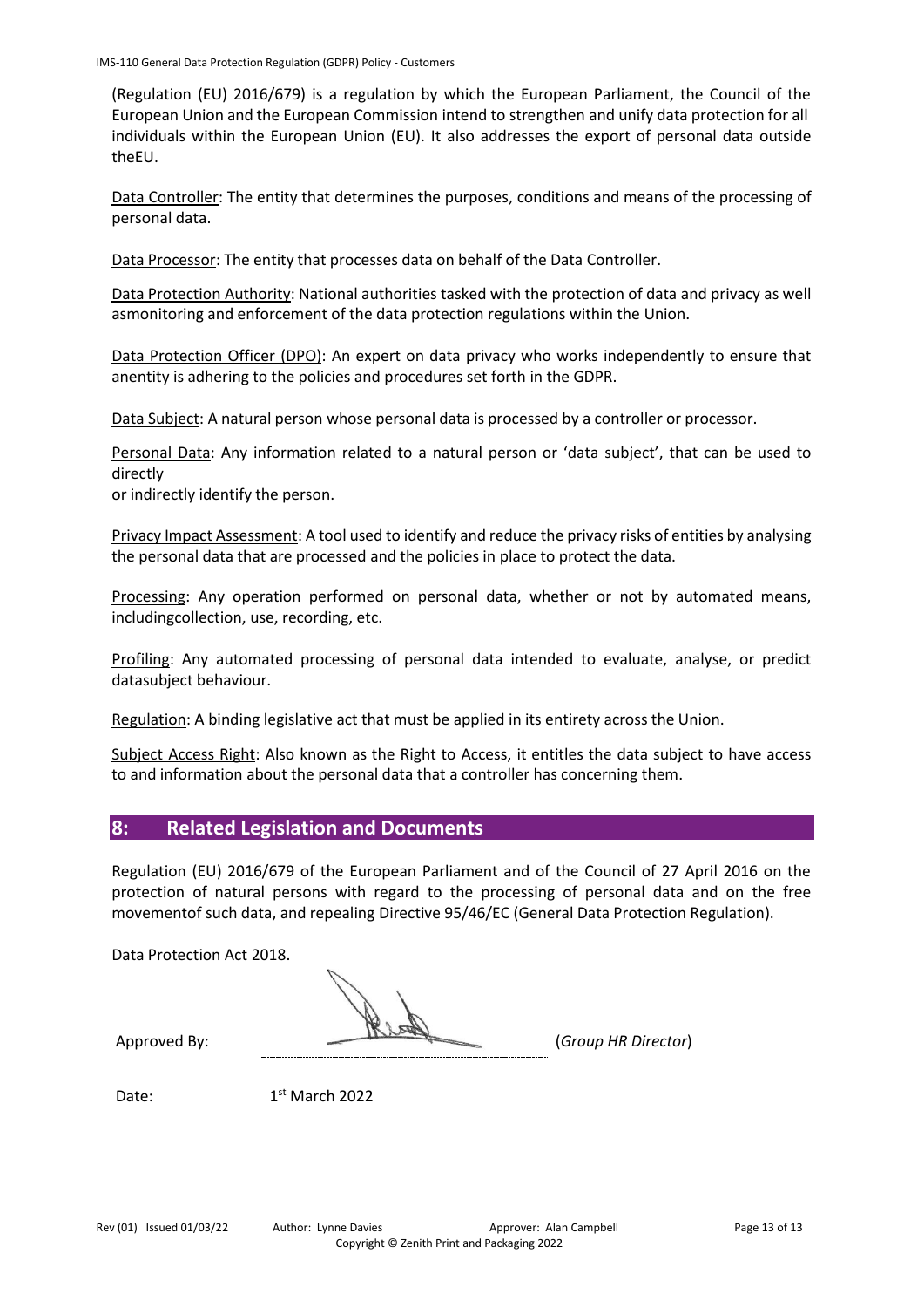(Regulation (EU) 2016/679) is a regulation by which the European Parliament, the Council of the European Union and the European Commission intend to strengthen and unify data protection for all individuals within the European Union (EU). It also addresses the export of personal data outside theEU.

Data Controller: The entity that determines the purposes, conditions and means of the processing of personal data.

Data Processor: The entity that processes data on behalf of the Data Controller.

Data Protection Authority: National authorities tasked with the protection of data and privacy as well asmonitoring and enforcement of the data protection regulations within the Union.

Data Protection Officer (DPO): An expert on data privacy who works independently to ensure that anentity is adhering to the policies and procedures set forth in the GDPR.

Data Subject: A natural person whose personal data is processed by a controller or processor.

Personal Data: Any information related to a natural person or 'data subject', that can be used to directly
or indirectly identify the person.

Privacy Impact Assessment: A tool used to identify and reduce the privacy risks of entities by analysing the personal data that are processed and the policies in place to protect the data.

Processing: Any operation performed on personal data, whether or not by automated means, includingcollection, use, recording, etc.

Profiling: Any automated processing of personal data intended to evaluate, analyse, or predict datasubject behaviour.

Regulation: A binding legislative act that must be applied in its entirety across the Union.

Subject Access Right: Also known as the Right to Access, it entitles the data subject to have access to and information about the personal data that a controller has concerning them.

## 8: Related Legislation and Documents

Regulation (EU) 2016/679 of the European Parliament and of the Council of 27 April 2016 on the protection of natural persons with regard to the processing of personal data and on the free movementof such data, and repealing Directive 95/46/EC (General Data Protection Regulation).

Data Protection Act 2018.

Approved By: ______________________ (*Group HR Director*)

Date: 1st March 2022